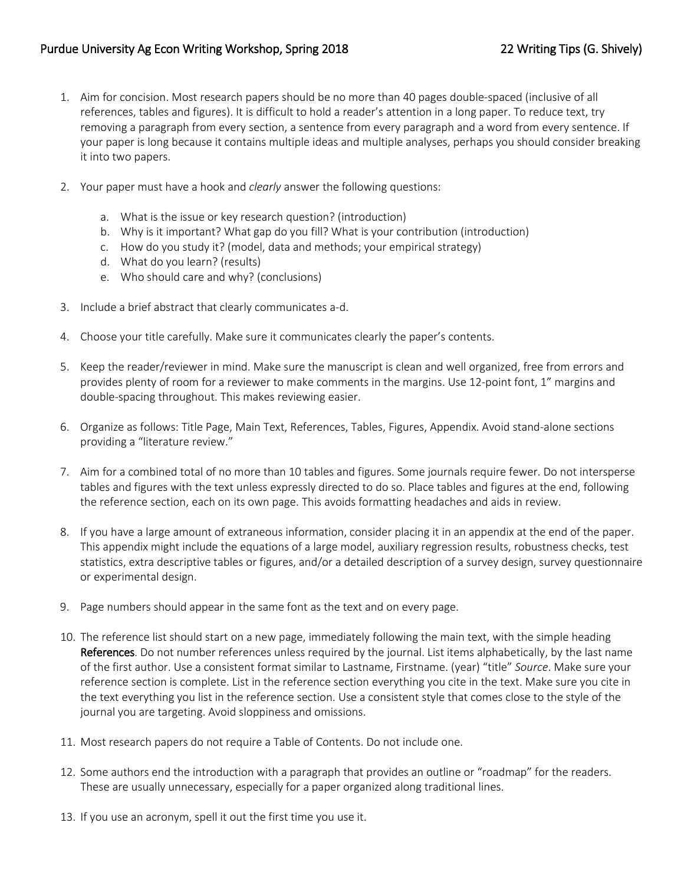1. Aim for concision. Most research papers should be no more than 40 pages double-spaced (inclusive of all references, tables and figures). It is difficult to hold a reader's attention in a long paper. To reduce text, try removing a paragraph from every section, a sentence from every paragraph and a word from every sentence. If your paper is long because it contains multiple ideas and multiple analyses, perhaps you should consider breaking it into two papers.

2. Your paper must have a hook and *clearly* answer the following questions:

    a. What is the issue or key research question? (introduction)
    b. Why is it important? What gap do you fill? What is your contribution (introduction)
    c. How do you study it? (model, data and methods; your empirical strategy)
    d. What do you learn? (results)
    e. Who should care and why? (conclusions)

3. Include a brief abstract that clearly communicates a-d.

4. Choose your title carefully. Make sure it communicates clearly the paper's contents.

5. Keep the reader/reviewer in mind. Make sure the manuscript is clean and well organized, free from errors and provides plenty of room for a reviewer to make comments in the margins. Use 12-point font, 1" margins and double-spacing throughout. This makes reviewing easier.

6. Organize as follows: Title Page, Main Text, References, Tables, Figures, Appendix. Avoid stand-alone sections providing a "literature review."

7. Aim for a combined total of no more than 10 tables and figures. Some journals require fewer. Do not intersperse tables and figures with the text unless expressly directed to do so. Place tables and figures at the end, following the reference section, each on its own page. This avoids formatting headaches and aids in review.

8. If you have a large amount of extraneous information, consider placing it in an appendix at the end of the paper. This appendix might include the equations of a large model, auxiliary regression results, robustness checks, test statistics, extra descriptive tables or figures, and/or a detailed description of a survey design, survey questionnaire or experimental design.

9. Page numbers should appear in the same font as the text and on every page.

10. The reference list should start on a new page, immediately following the main text, with the simple heading **References**. Do not number references unless required by the journal. List items alphabetically, by the last name of the first author. Use a consistent format similar to Lastname, Firstname. (year) "title" *Source*. Make sure your reference section is complete. List in the reference section everything you cite in the text. Make sure you cite in the text everything you list in the reference section. Use a consistent style that comes close to the style of the journal you are targeting. Avoid sloppiness and omissions.

11. Most research papers do not require a Table of Contents. Do not include one.

12. Some authors end the introduction with a paragraph that provides an outline or "roadmap" for the readers. These are usually unnecessary, especially for a paper organized along traditional lines.

13. If you use an acronym, spell it out the first time you use it.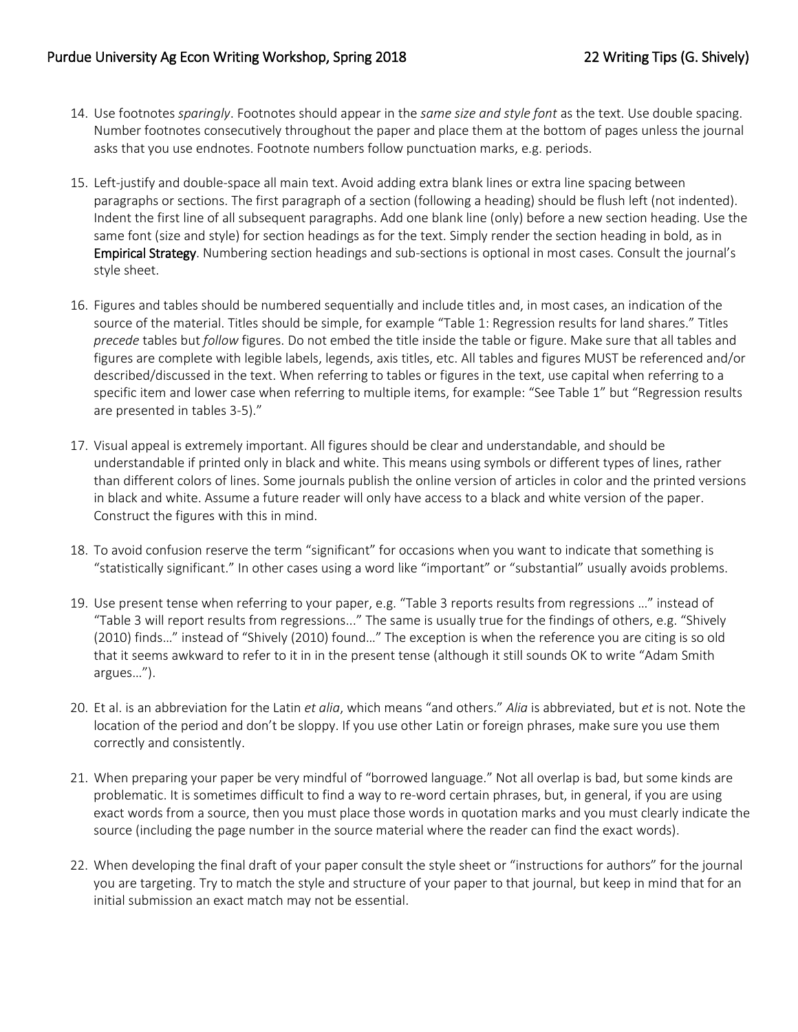14. Use footnotes *sparingly*. Footnotes should appear in the *same size and style font* as the text. Use double spacing. Number footnotes consecutively throughout the paper and place them at the bottom of pages unless the journal asks that you use endnotes. Footnote numbers follow punctuation marks, e.g. periods.

15. Left-justify and double-space all main text. Avoid adding extra blank lines or extra line spacing between paragraphs or sections. The first paragraph of a section (following a heading) should be flush left (not indented). Indent the first line of all subsequent paragraphs. Add one blank line (only) before a new section heading. Use the same font (size and style) for section headings as for the text. Simply render the section heading in bold, as in **Empirical Strategy**. Numbering section headings and sub-sections is optional in most cases. Consult the journal's style sheet.

16. Figures and tables should be numbered sequentially and include titles and, in most cases, an indication of the source of the material. Titles should be simple, for example "Table 1: Regression results for land shares." Titles *precede* tables but *follow* figures. Do not embed the title inside the table or figure. Make sure that all tables and figures are complete with legible labels, legends, axis titles, etc. All tables and figures MUST be referenced and/or described/discussed in the text. When referring to tables or figures in the text, use capital when referring to a specific item and lower case when referring to multiple items, for example: "See Table 1" but "Regression results are presented in tables 3-5)."

17. Visual appeal is extremely important. All figures should be clear and understandable, and should be understandable if printed only in black and white. This means using symbols or different types of lines, rather than different colors of lines. Some journals publish the online version of articles in color and the printed versions in black and white. Assume a future reader will only have access to a black and white version of the paper. Construct the figures with this in mind.

18. To avoid confusion reserve the term "significant" for occasions when you want to indicate that something is "statistically significant." In other cases using a word like "important" or "substantial" usually avoids problems.

19. Use present tense when referring to your paper, e.g. "Table 3 reports results from regressions …" instead of "Table 3 will report results from regressions..." The same is usually true for the findings of others, e.g. "Shively (2010) finds…" instead of "Shively (2010) found…" The exception is when the reference you are citing is so old that it seems awkward to refer to it in in the present tense (although it still sounds OK to write "Adam Smith argues…").

20. Et al. is an abbreviation for the Latin *et alia*, which means "and others." *Alia* is abbreviated, but *et* is not. Note the location of the period and don't be sloppy. If you use other Latin or foreign phrases, make sure you use them correctly and consistently.

21. When preparing your paper be very mindful of "borrowed language." Not all overlap is bad, but some kinds are problematic. It is sometimes difficult to find a way to re-word certain phrases, but, in general, if you are using exact words from a source, then you must place those words in quotation marks and you must clearly indicate the source (including the page number in the source material where the reader can find the exact words).

22. When developing the final draft of your paper consult the style sheet or "instructions for authors" for the journal you are targeting. Try to match the style and structure of your paper to that journal, but keep in mind that for an initial submission an exact match may not be essential.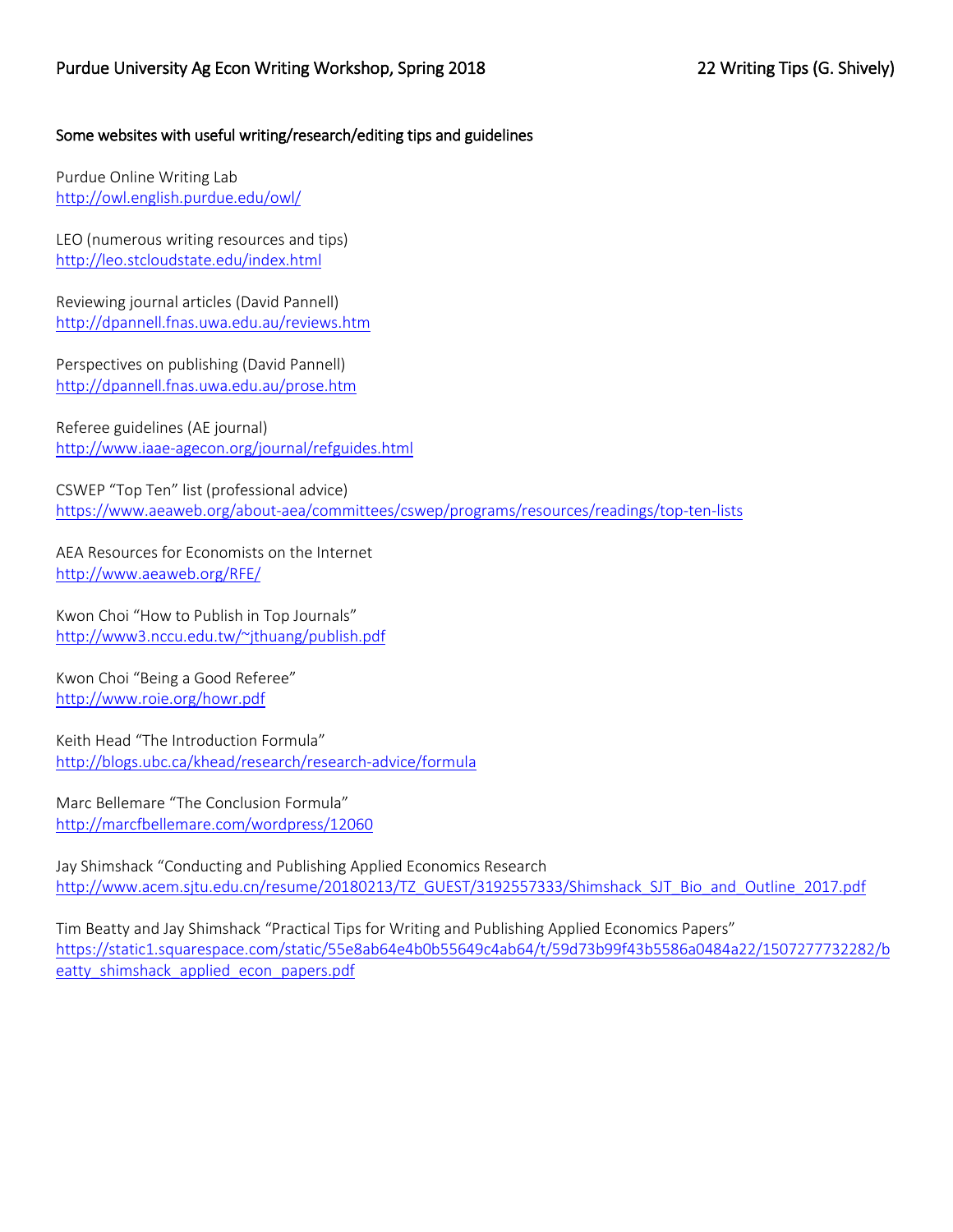## Some websites with useful writing/research/editing tips and guidelines

Purdue Online Writing Lab
http://owl.english.purdue.edu/owl/

LEO (numerous writing resources and tips)
http://leo.stcloudstate.edu/index.html

Reviewing journal articles (David Pannell)
http://dpannell.fnas.uwa.edu.au/reviews.htm

Perspectives on publishing (David Pannell)
http://dpannell.fnas.uwa.edu.au/prose.htm

Referee guidelines (AE journal)
http://www.iaae-agecon.org/journal/refguides.html

CSWEP "Top Ten" list (professional advice)
https://www.aeaweb.org/about-aea/committees/cswep/programs/resources/readings/top-ten-lists

AEA Resources for Economists on the Internet
http://www.aeaweb.org/RFE/

Kwon Choi "How to Publish in Top Journals"
http://www3.nccu.edu.tw/~jthuang/publish.pdf

Kwon Choi "Being a Good Referee"
http://www.roie.org/howr.pdf

Keith Head "The Introduction Formula"
http://blogs.ubc.ca/khead/research/research-advice/formula

Marc Bellemare "The Conclusion Formula"
http://marcfbellemare.com/wordpress/12060

Jay Shimshack "Conducting and Publishing Applied Economics Research
http://www.acem.sjtu.edu.cn/resume/20180213/TZ_GUEST/3192557333/Shimshack_SJT_Bio_and_Outline_2017.pdf

Tim Beatty and Jay Shimshack "Practical Tips for Writing and Publishing Applied Economics Papers"
https://static1.squarespace.com/static/55e8ab64e4b0b55649c4ab64/t/59d73b99f43b5586a0484a22/1507277732282/beatty_shimshack_applied_econ_papers.pdf